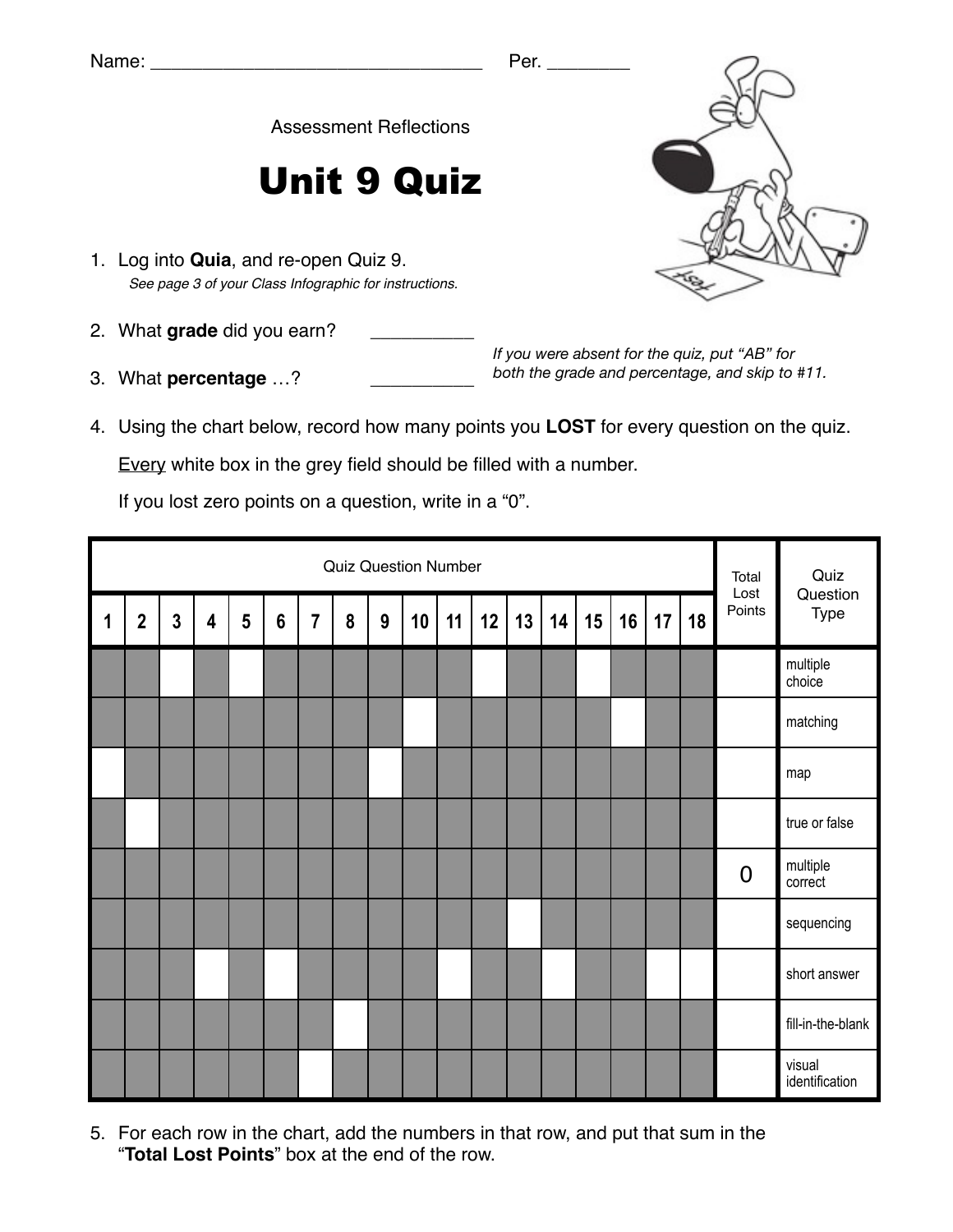Name: ________________________________ Per. ________

Assessment Reflections

# Unit 9 Quiz

1. Log into **Quia**, and re-open Quiz 9.
   *See page 3 of your Class Infographic for instructions.*

2. What **grade** did you earn? __________

3. What **percentage** …? __________

*If you were absent for the quiz, put "AB" for both the grade and percentage, and skip to #11.*

4. Using the chart below, record how many points you **LOST** for every question on the quiz.

   Every white box in the grey field should be filled with a number.

   If you lost zero points on a question, write in a "0".

| Quiz Question Number | | | | | | | | | | | | | | | | | | Total Lost Points | Quiz Question Type |
|---|---|---|---|---|---|---|---|---|---|---|---|---|---|---|---|---|---|---|---|
| 1 | 2 | 3 | 4 | 5 | 6 | 7 | 8 | 9 | 10 | 11 | 12 | 13 | 14 | 15 | 16 | 17 | 18 | | |
| | | | | | | | | | | | | | | | | | | | multiple choice |
| | | | | | | | | | | | | | | | | | | | matching |
| | | | | | | | | | | | | | | | | | | | map |
| | | | | | | | | | | | | | | | | | | | true or false |
| | | | | | | | | | | | | | | | | | | 0 | multiple correct |
| | | | | | | | | | | | | | | | | | | | sequencing |
| | | | | | | | | | | | | | | | | | | | short answer |
| | | | | | | | | | | | | | | | | | | | fill-in-the-blank |
| | | | | | | | | | | | | | | | | | | | visual identification |

5. For each row in the chart, add the numbers in that row, and put that sum in the "**Total Lost Points**" box at the end of the row.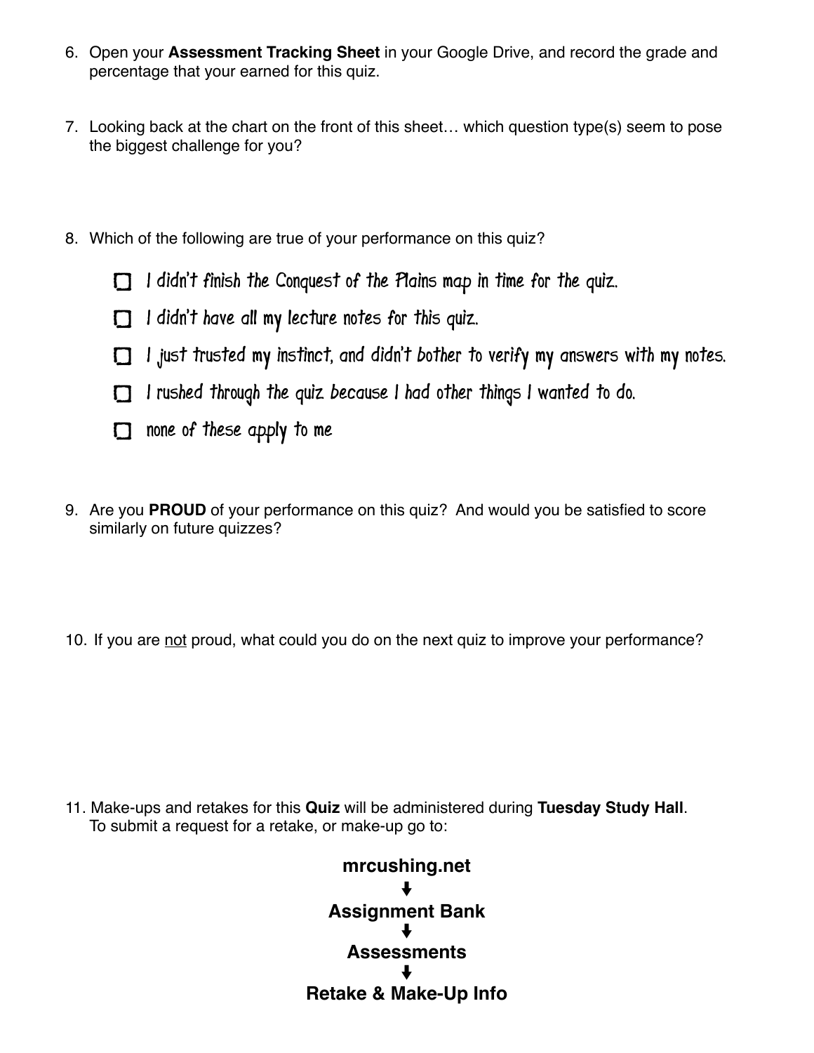6. Open your **Assessment Tracking Sheet** in your Google Drive, and record the grade and percentage that your earned for this quiz.

7. Looking back at the chart on the front of this sheet… which question type(s) seem to pose the biggest challenge for you?

8. Which of the following are true of your performance on this quiz?

   - ☐ I didn't finish the Conquest of the Plains map in time for the quiz.
   - ☐ I didn't have all my lecture notes for this quiz.
   - ☐ I just trusted my instinct, and didn't bother to verify my answers with my notes.
   - ☐ I rushed through the quiz because I had other things I wanted to do.
   - ☐ none of these apply to me

9. Are you **PROUD** of your performance on this quiz? And would you be satisfied to score similarly on future quizzes?

10. If you are <u>not</u> proud, what could you do on the next quiz to improve your performance?

11. Make-ups and retakes for this **Quiz** will be administered during **Tuesday Study Hall**. To submit a request for a retake, or make-up go to:

**mrcushing.net**

⬇

**Assignment Bank**

⬇

**Assessments**

⬇

**Retake & Make-Up Info**